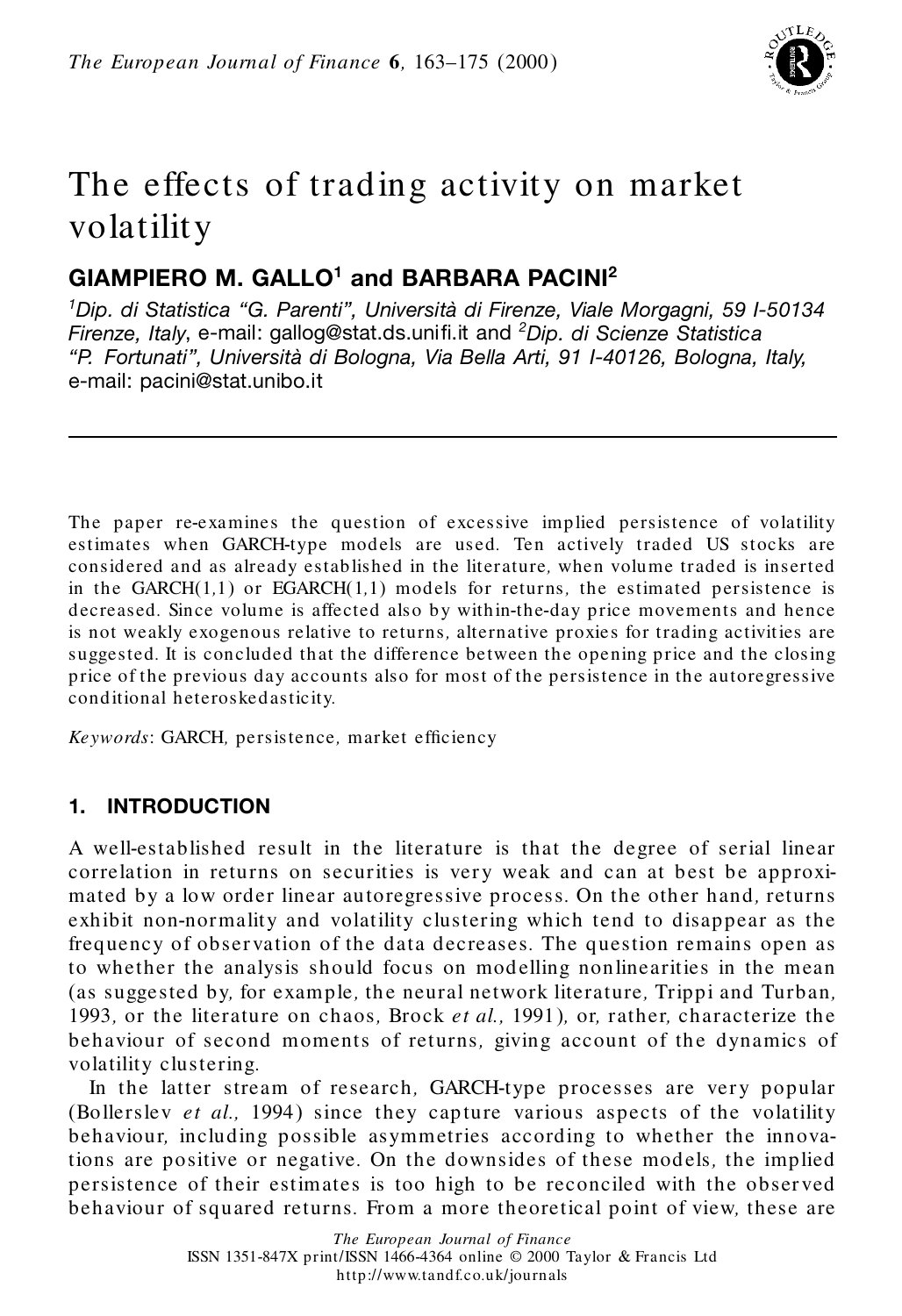# The effects of trading activity on market volatility

**GIAMPIERO M. GALLO[1] and BARBARA PACINI[2]**

[1]*Dip. di Statistica "G. Parenti", Università di Firenze, Viale Morgagni, 59 I-50134 Firenze, Italy*, e-mail: gallog@stat.ds.unifi.it and [2]*Dip. di Scienze Statistica "P. Fortunati", Università di Bologna, Via Bella Arti, 91 I-40126, Bologna, Italy,* e-mail: pacini@stat.unibo.it

---

The paper re-examines the question of excessive implied persistence of volatility estimates when GARCH-type models are used. Ten actively traded US stocks are considered and as already established in the literature, when volume traded is inserted in the GARCH(1,1) or EGARCH(1,1) models for returns, the estimated persistence is decreased. Since volume is affected also by within-the-day price movements and hence is not weakly exogenous relative to returns, alternative proxies for trading activities are suggested. It is concluded that the difference between the opening price and the closing price of the previous day accounts also for most of the persistence in the autoregressive conditional heteroskedasticity.

*Keywords*: GARCH, persistence, market efficiency

## 1. INTRODUCTION

A well-established result in the literature is that the degree of serial linear correlation in returns on securities is very weak and can at best be approximated by a low order linear autoregressive process. On the other hand, returns exhibit non-normality and volatility clustering which tend to disappear as the frequency of observation of the data decreases. The question remains open as to whether the analysis should focus on modelling nonlinearities in the mean (as suggested by, for example, the neural network literature, Trippi and Turban, 1993, or the literature on chaos, Brock *et al.*, 1991), or, rather, characterize the behaviour of second moments of returns, giving account of the dynamics of volatility clustering.

In the latter stream of research, GARCH-type processes are very popular (Bollerslev *et al.*, 1994) since they capture various aspects of the volatility behaviour, including possible asymmetries according to whether the innovations are positive or negative. On the downsides of these models, the implied persistence of their estimates is too high to be reconciled with the observed behaviour of squared returns. From a more theoretical point of view, these are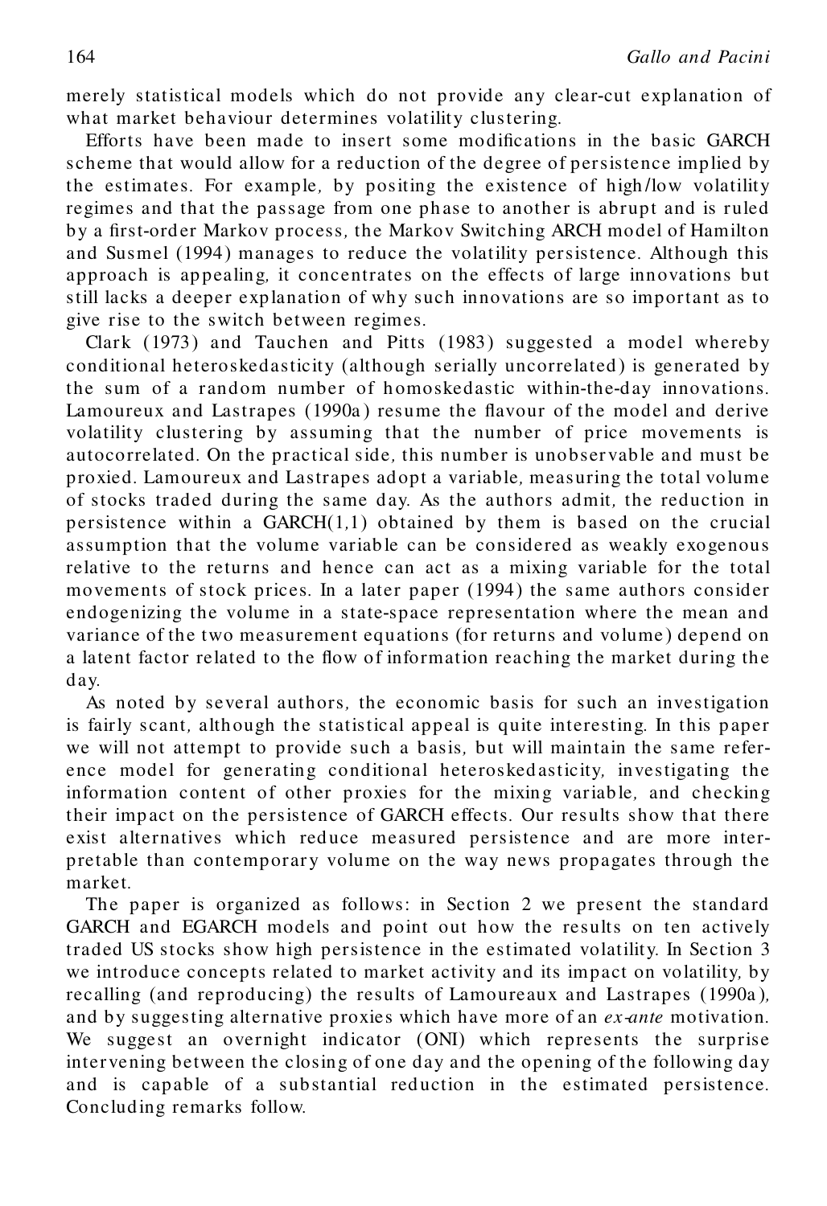merely statistical models which do not provide any clear-cut explanation of what market behaviour determines volatility clustering.

Efforts have been made to insert some modifications in the basic GARCH scheme that would allow for a reduction of the degree of persistence implied by the estimates. For example, by positing the existence of high/low volatility regimes and that the passage from one phase to another is abrupt and is ruled by a first-order Markov process, the Markov Switching ARCH model of Hamilton and Susmel (1994) manages to reduce the volatility persistence. Although this approach is appealing, it concentrates on the effects of large innovations but still lacks a deeper explanation of why such innovations are so important as to give rise to the switch between regimes.

Clark (1973) and Tauchen and Pitts (1983) suggested a model whereby conditional heteroskedasticity (although serially uncorrelated) is generated by the sum of a random number of homoskedastic within-the-day innovations. Lamoureux and Lastrapes (1990a) resume the flavour of the model and derive volatility clustering by assuming that the number of price movements is autocorrelated. On the practical side, this number is unobservable and must be proxied. Lamoureux and Lastrapes adopt a variable, measuring the total volume of stocks traded during the same day. As the authors admit, the reduction in persistence within a GARCH(1,1) obtained by them is based on the crucial assumption that the volume variable can be considered as weakly exogenous relative to the returns and hence can act as a mixing variable for the total movements of stock prices. In a later paper (1994) the same authors consider endogenizing the volume in a state-space representation where the mean and variance of the two measurement equations (for returns and volume) depend on a latent factor related to the flow of information reaching the market during the day.

As noted by several authors, the economic basis for such an investigation is fairly scant, although the statistical appeal is quite interesting. In this paper we will not attempt to provide such a basis, but will maintain the same reference model for generating conditional heteroskedasticity, investigating the information content of other proxies for the mixing variable, and checking their impact on the persistence of GARCH effects. Our results show that there exist alternatives which reduce measured persistence and are more interpretable than contemporary volume on the way news propagates through the market.

The paper is organized as follows: in Section 2 we present the standard GARCH and EGARCH models and point out how the results on ten actively traded US stocks show high persistence in the estimated volatility. In Section 3 we introduce concepts related to market activity and its impact on volatility, by recalling (and reproducing) the results of Lamoureaux and Lastrapes (1990a), and by suggesting alternative proxies which have more of an *ex-ante* motivation. We suggest an overnight indicator (ONI) which represents the surprise intervening between the closing of one day and the opening of the following day and is capable of a substantial reduction in the estimated persistence. Concluding remarks follow.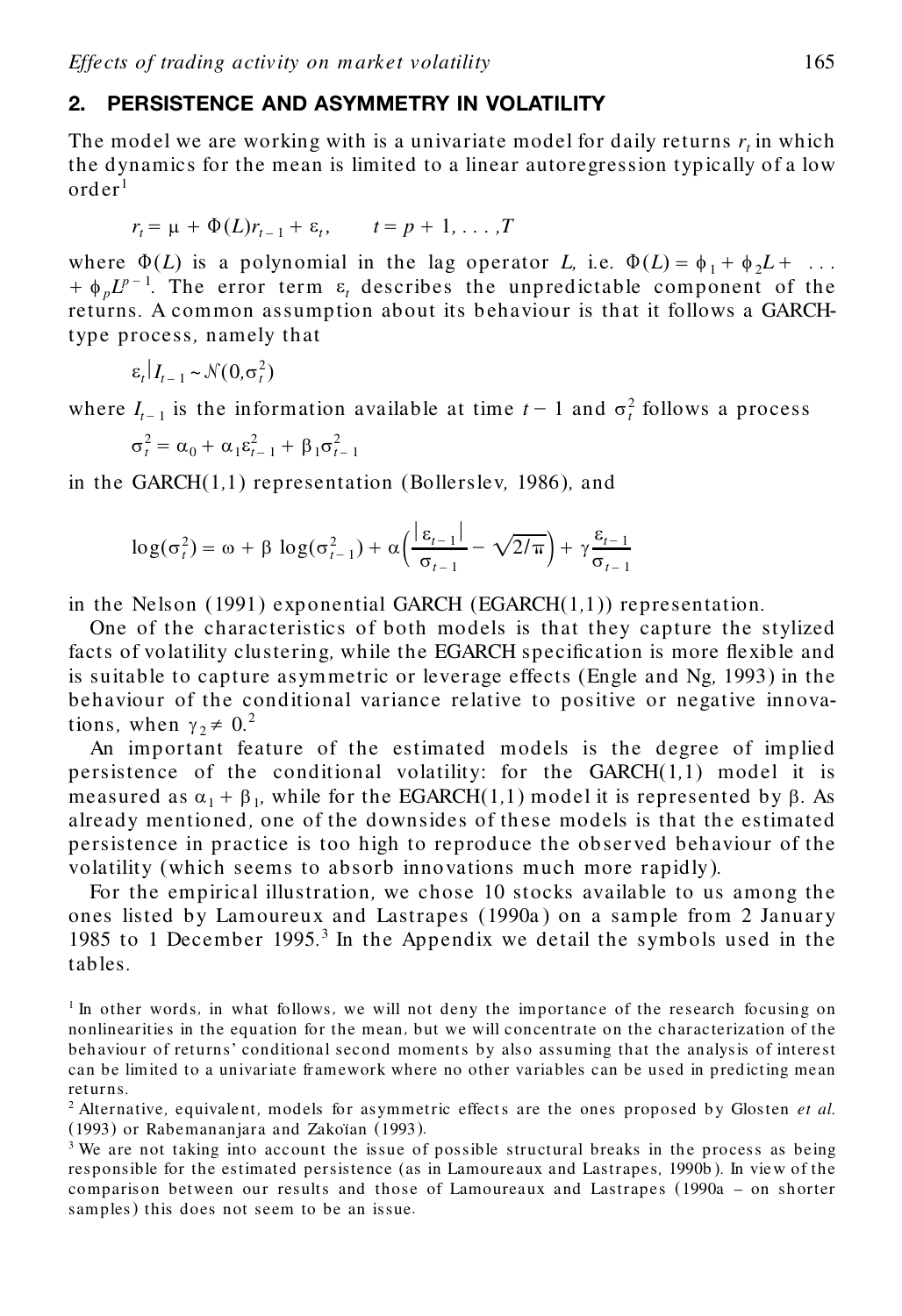## 2. PERSISTENCE AND ASYMMETRY IN VOLATILITY

The model we are working with is a univariate model for daily returns $r_t$ in which the dynamics for the mean is limited to a linear autoregression typically of a low order[1]

$$r_t = \mu + \Phi(L) r_{t-1} + \varepsilon_t, \qquad t = p + 1, \ldots, T$$

where $\Phi(L)$ is a polynomial in the lag operator $L$, i.e. $\Phi(L) = \phi_1 + \phi_2 L + \ldots + \phi_p L^{p-1}$. The error term $\varepsilon_t$ describes the unpredictable component of the returns. A common assumption about its behaviour is that it follows a GARCH-type process, namely that

$$\varepsilon_t | I_{t-1} \sim \mathcal{N}(0, \sigma_t^2)$$

where $I_{t-1}$ is the information available at time $t - 1$ and $\sigma_t^2$ follows a process

$$\sigma_t^2 = \alpha_0 + \alpha_1 \varepsilon_{t-1}^2 + \beta_1 \sigma_{t-1}^2$$

in the GARCH(1,1) representation (Bollerslev, 1986), and

$$\log(\sigma_t^2) = \omega + \beta \log(\sigma_{t-1}^2) + \alpha \left( \frac{|\varepsilon_{t-1}|}{\sigma_{t-1}} - \sqrt{2/\pi} \right) + \gamma \frac{\varepsilon_{t-1}}{\sigma_{t-1}}$$

in the Nelson (1991) exponential GARCH (EGARCH(1,1)) representation.

One of the characteristics of both models is that they capture the stylized facts of volatility clustering, while the EGARCH specification is more flexible and is suitable to capture asymmetric or leverage effects (Engle and Ng, 1993) in the behaviour of the conditional variance relative to positive or negative innovations, when $\gamma_2 \neq 0$.[2]

An important feature of the estimated models is the degree of implied persistence of the conditional volatility: for the GARCH(1,1) model it is measured as $\alpha_1 + \beta_1$, while for the EGARCH(1,1) model it is represented by $\beta$. As already mentioned, one of the downsides of these models is that the estimated persistence in practice is too high to reproduce the observed behaviour of the volatility (which seems to absorb innovations much more rapidly).

For the empirical illustration, we chose 10 stocks available to us among the ones listed by Lamoureux and Lastrapes (1990a) on a sample from 2 January 1985 to 1 December 1995.[3] In the Appendix we detail the symbols used in the tables.

[1] In other words, in what follows, we will not deny the importance of the research focusing on nonlinearities in the equation for the mean, but we will concentrate on the characterization of the behaviour of returns' conditional second moments by also assuming that the analysis of interest can be limited to a univariate framework where no other variables can be used in predicting mean returns.

[2] Alternative, equivalent, models for asymmetric effects are the ones proposed by Glosten *et al.* (1993) or Rabemananjara and Zakoïan (1993).

[3] We are not taking into account the issue of possible structural breaks in the process as being responsible for the estimated persistence (as in Lamoureaux and Lastrapes, 1990b). In view of the comparison between our results and those of Lamoureaux and Lastrapes (1990a – on shorter samples) this does not seem to be an issue.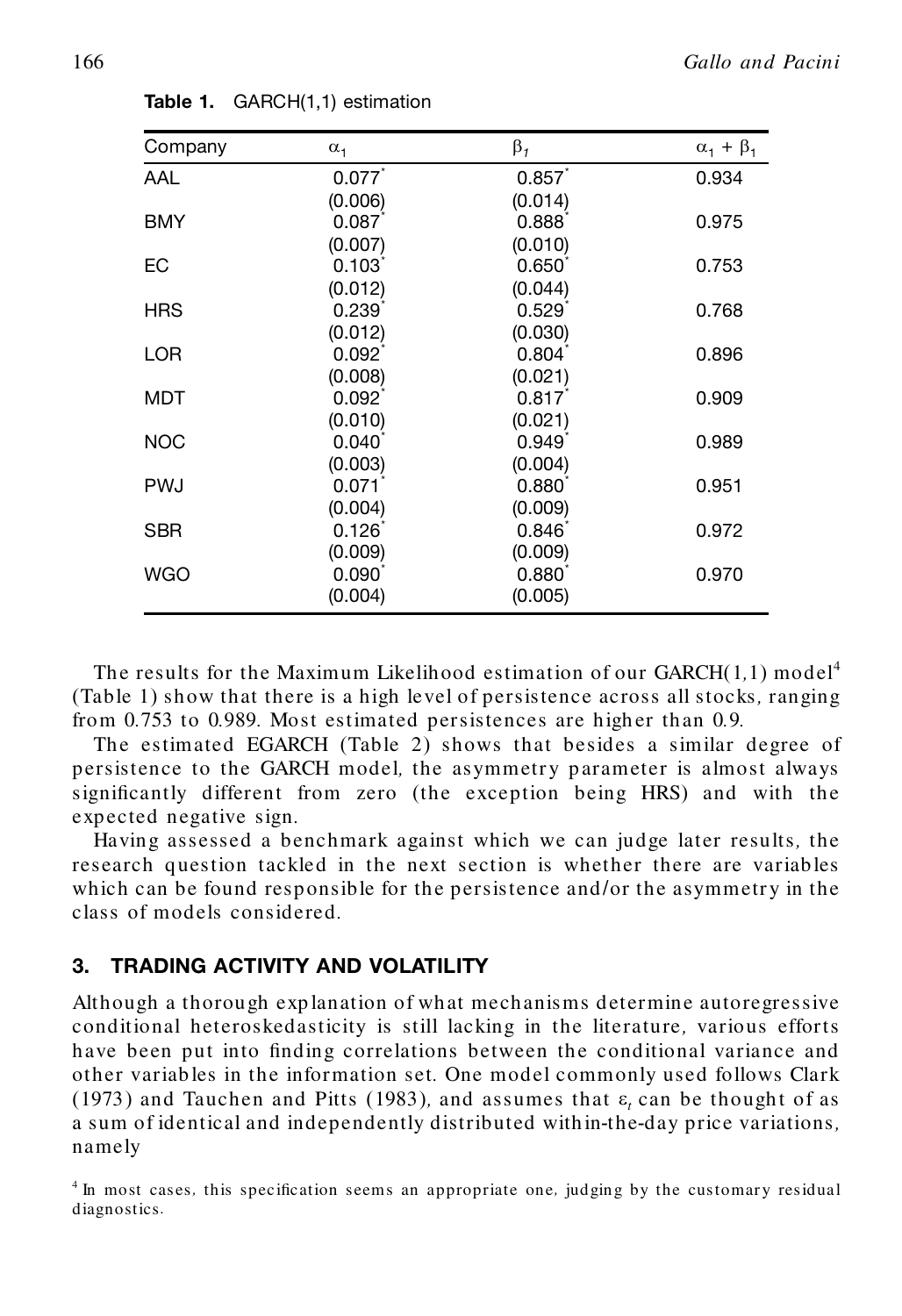**Table 1.** GARCH(1,1) estimation

| Company | $\alpha_1$ | $\beta_1$ | $\alpha_1 + \beta_1$ |
|---|---|---|---|
| AAL | 0.077* (0.006) | 0.857* (0.014) | 0.934 |
| BMY | 0.087* (0.007) | 0.888* (0.010) | 0.975 |
| EC | 0.103* (0.012) | 0.650* (0.044) | 0.753 |
| HRS | 0.239* (0.012) | 0.529* (0.030) | 0.768 |
| LOR | 0.092* (0.008) | 0.804* (0.021) | 0.896 |
| MDT | 0.092* (0.010) | 0.817* (0.021) | 0.909 |
| NOC | 0.040* (0.003) | 0.949* (0.004) | 0.989 |
| PWJ | 0.071* (0.004) | 0.880* (0.009) | 0.951 |
| SBR | 0.126* (0.009) | 0.846* (0.009) | 0.972 |
| WGO | 0.090* (0.004) | 0.880* (0.005) | 0.970 |

The results for the Maximum Likelihood estimation of our GARCH(1,1) model[4] (Table 1) show that there is a high level of persistence across all stocks, ranging from 0.753 to 0.989. Most estimated persistences are higher than 0.9.

The estimated EGARCH (Table 2) shows that besides a similar degree of persistence to the GARCH model, the asymmetry parameter is almost always significantly different from zero (the exception being HRS) and with the expected negative sign.

Having assessed a benchmark against which we can judge later results, the research question tackled in the next section is whether there are variables which can be found responsible for the persistence and/or the asymmetry in the class of models considered.

## 3. TRADING ACTIVITY AND VOLATILITY

Although a thorough explanation of what mechanisms determine autoregressive conditional heteroskedasticity is still lacking in the literature, various efforts have been put into finding correlations between the conditional variance and other variables in the information set. One model commonly used follows Clark (1973) and Tauchen and Pitts (1983), and assumes that $\varepsilon_t$ can be thought of as a sum of identical and independently distributed within-the-day price variations, namely

[4] In most cases, this specification seems an appropriate one, judging by the customary residual diagnostics.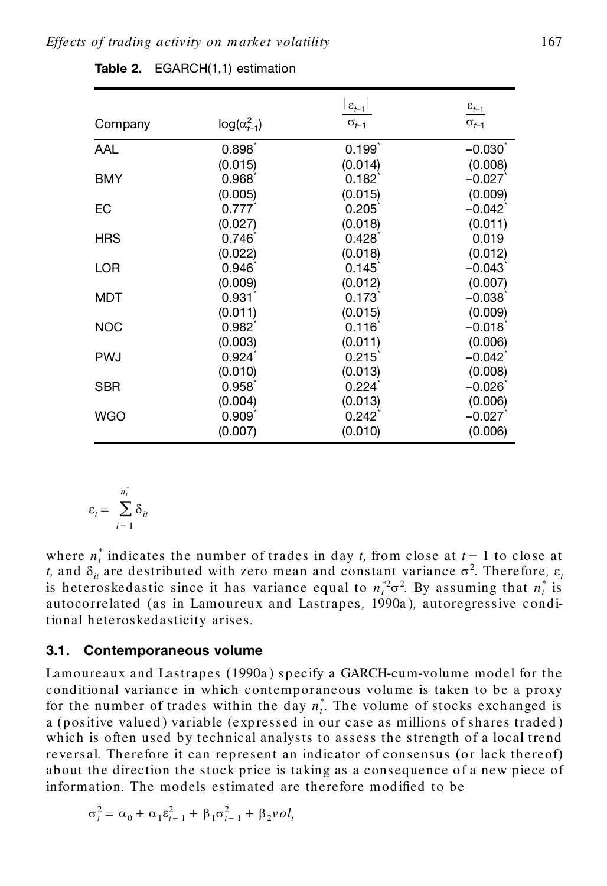**Table 2.** EGARCH(1,1) estimation

| Company | $\log(\alpha_{t-1}^2)$ | $\frac{\lvert\varepsilon_{t-1}\rvert}{\sigma_{t-1}}$ | $\frac{\varepsilon_{t-1}}{\sigma_{t-1}}$ |
|---|---|---|---|
| AAL | 0.898* | 0.199* | −0.030* |
| | (0.015) | (0.014) | (0.008) |
| BMY | 0.968* | 0.182* | −0.027* |
| | (0.005) | (0.015) | (0.009) |
| EC | 0.777* | 0.205* | −0.042* |
| | (0.027) | (0.018) | (0.011) |
| HRS | 0.746* | 0.428* | 0.019 |
| | (0.022) | (0.018) | (0.012) |
| LOR | 0.946* | 0.145* | −0.043* |
| | (0.009) | (0.012) | (0.007) |
| MDT | 0.931* | 0.173* | −0.038* |
| | (0.011) | (0.015) | (0.009) |
| NOC | 0.982* | 0.116* | −0.018* |
| | (0.003) | (0.011) | (0.006) |
| PWJ | 0.924* | 0.215* | −0.042* |
| | (0.010) | (0.013) | (0.008) |
| SBR | 0.958* | 0.224* | −0.026* |
| | (0.004) | (0.013) | (0.006) |
| WGO | 0.909* | 0.242* | −0.027* |
| | (0.007) | (0.010) | (0.006) |

$$\varepsilon_t = \sum_{i=1}^{n_t^*} \delta_{it}$$

where $n_t^*$ indicates the number of trades in day $t$, from close at $t-1$ to close at $t$, and $\delta_{it}$ are destributed with zero mean and constant variance $\sigma^2$. Therefore, $\varepsilon_t$ is heteroskedastic since it has variance equal to $n_t^{*2}\sigma^2$. By assuming that $n_t^*$ is autocorrelated (as in Lamoureux and Lastrapes, 1990a), autoregressive conditional heteroskedasticity arises.

### 3.1. Contemporaneous volume

Lamoureaux and Lastrapes (1990a) specify a GARCH-cum-volume model for the conditional variance in which contemporaneous volume is taken to be a proxy for the number of trades within the day $n_t^*$. The volume of stocks exchanged is a (positive valued) variable (expressed in our case as millions of shares traded) which is often used by technical analysts to assess the strength of a local trend reversal. Therefore it can represent an indicator of consensus (or lack thereof) about the direction the stock price is taking as a consequence of a new piece of information. The models estimated are therefore modified to be

$$\sigma_t^2 = \alpha_0 + \alpha_1 \varepsilon_{t-1}^2 + \beta_1 \sigma_{t-1}^2 + \beta_2 vol_t$$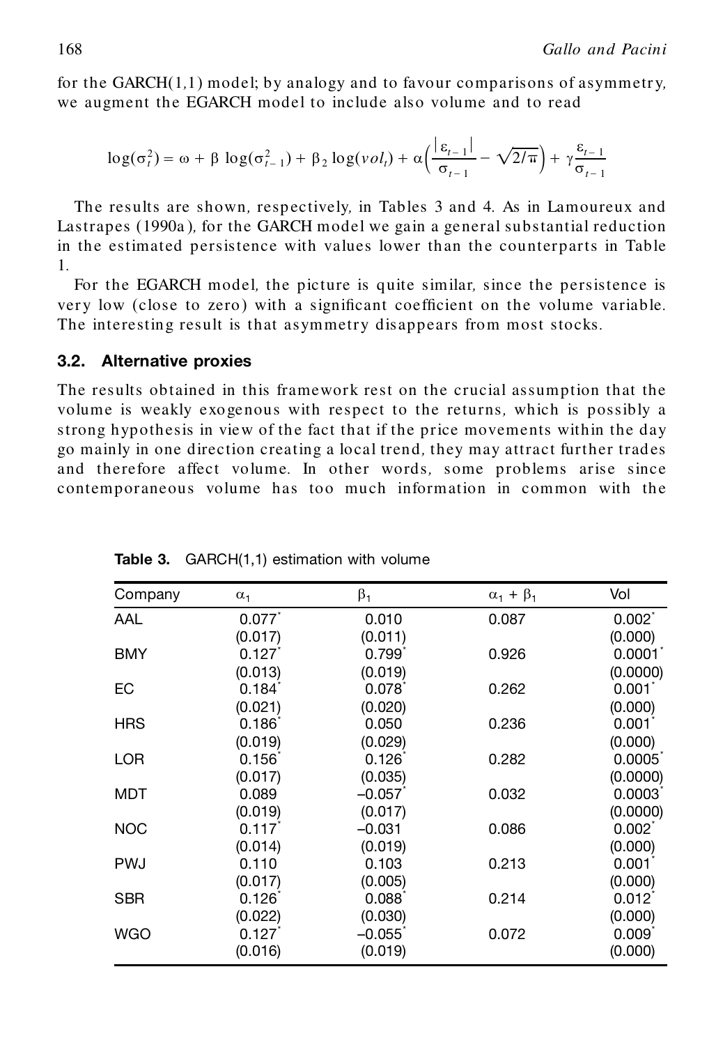for the GARCH(1,1) model; by analogy and to favour comparisons of asymmetry, we augment the EGARCH model to include also volume and to read

$$\log(\sigma_t^2) = \omega + \beta \log(\sigma_{t-1}^2) + \beta_2 \log(vol_t) + \alpha\left(\frac{|\varepsilon_{t-1}|}{\sigma_{t-1}} - \sqrt{2/\pi}\right) + \gamma\frac{\varepsilon_{t-1}}{\sigma_{t-1}}$$

The results are shown, respectively, in Tables 3 and 4. As in Lamoureux and Lastrapes (1990a), for the GARCH model we gain a general substantial reduction in the estimated persistence with values lower than the counterparts in Table 1.

For the EGARCH model, the picture is quite similar, since the persistence is very low (close to zero) with a significant coefficient on the volume variable. The interesting result is that asymmetry disappears from most stocks.

### 3.2. Alternative proxies

The results obtained in this framework rest on the crucial assumption that the volume is weakly exogenous with respect to the returns, which is possibly a strong hypothesis in view of the fact that if the price movements within the day go mainly in one direction creating a local trend, they may attract further trades and therefore affect volume. In other words, some problems arise since contemporaneous volume has too much information in common with the

**Table 3.** GARCH(1,1) estimation with volume

| Company | $\alpha_1$ | $\beta_1$ | $\alpha_1 + \beta_1$ | Vol |
|---|---|---|---|---|
| AAL | 0.077* | 0.010 | 0.087 | 0.002* |
| | (0.017) | (0.011) | | (0.000) |
| BMY | 0.127* | 0.799* | 0.926 | 0.0001* |
| | (0.013) | (0.019) | | (0.0000) |
| EC | 0.184* | 0.078* | 0.262 | 0.001* |
| | (0.021) | (0.020) | | (0.000) |
| HRS | 0.186* | 0.050 | 0.236 | 0.001* |
| | (0.019) | (0.029) | | (0.000) |
| LOR | 0.156* | 0.126* | 0.282 | 0.0005* |
| | (0.017) | (0.035) | | (0.0000) |
| MDT | 0.089 | −0.057* | 0.032 | 0.0003* |
| | (0.019) | (0.017) | | (0.0000) |
| NOC | 0.117* | −0.031 | 0.086 | 0.002* |
| | (0.014) | (0.019) | | (0.000) |
| PWJ | 0.110 | 0.103 | 0.213 | 0.001* |
| | (0.017) | (0.005) | | (0.000) |
| SBR | 0.126* | 0.088* | 0.214 | 0.012* |
| | (0.022) | (0.030) | | (0.000) |
| WGO | 0.127* | −0.055* | 0.072 | 0.009* |
| | (0.016) | (0.019) | | (0.000) |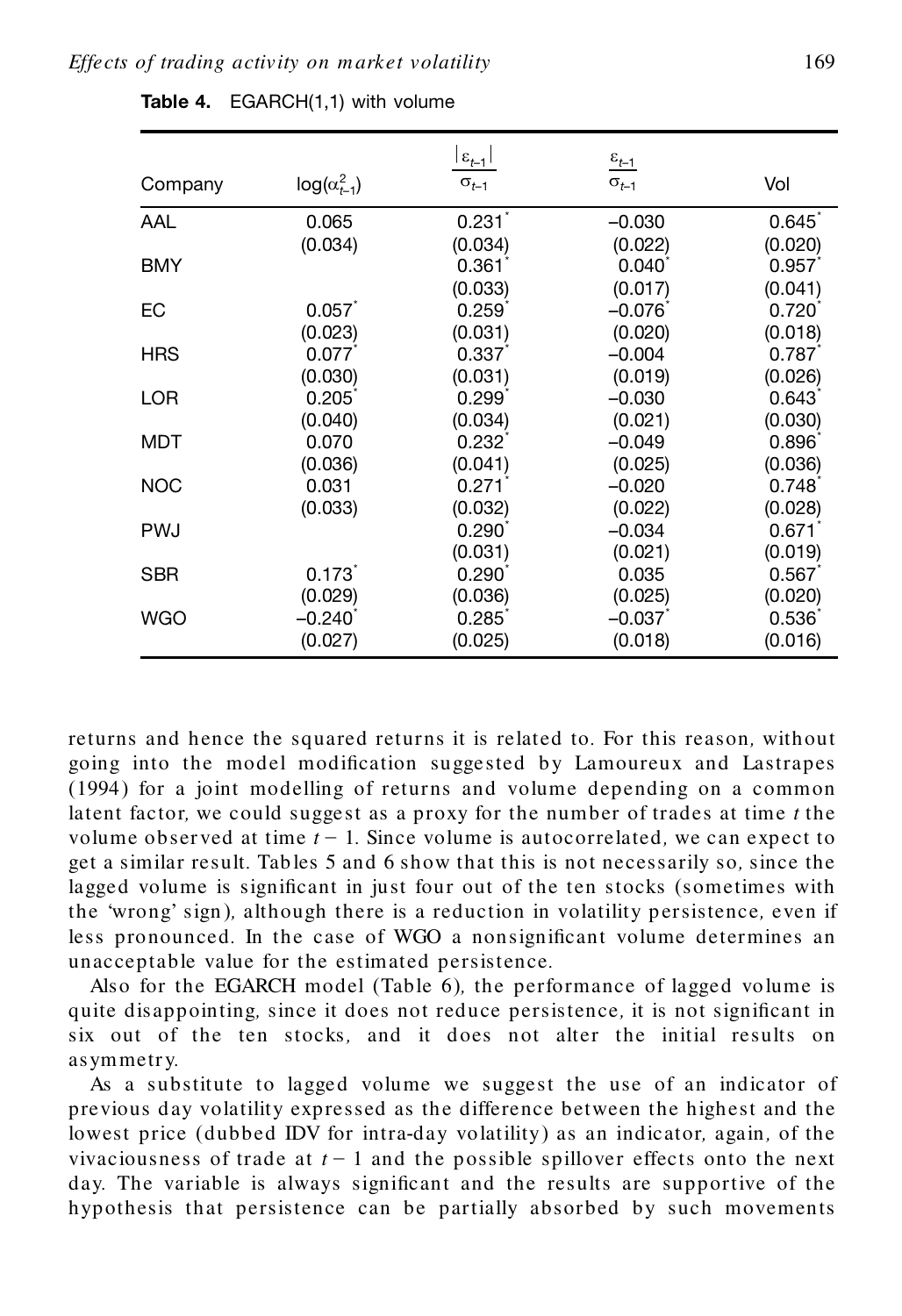**Table 4.** EGARCH(1,1) with volume

| Company | $\log(\alpha^2_{t-1})$ | $\frac{\lvert\varepsilon_{t-1}\rvert}{\sigma_{t-1}}$ | $\frac{\varepsilon_{t-1}}{\sigma_{t-1}}$ | Vol |
|---|---|---|---|---|
| AAL | 0.065 | 0.231* | –0.030 | 0.645* |
| | (0.034) | (0.034) | (0.022) | (0.020) |
| BMY | | 0.361* | 0.040* | 0.957* |
| | | (0.033) | (0.017) | (0.041) |
| EC | 0.057* | 0.259* | –0.076* | 0.720* |
| | (0.023) | (0.031) | (0.020) | (0.018) |
| HRS | 0.077* | 0.337* | –0.004 | 0.787* |
| | (0.030) | (0.031) | (0.019) | (0.026) |
| LOR | 0.205* | 0.299* | –0.030 | 0.643* |
| | (0.040) | (0.034) | (0.021) | (0.030) |
| MDT | 0.070 | 0.232* | –0.049 | 0.896* |
| | (0.036) | (0.041) | (0.025) | (0.036) |
| NOC | 0.031 | 0.271* | –0.020 | 0.748* |
| | (0.033) | (0.032) | (0.022) | (0.028) |
| PWJ | | 0.290* | –0.034 | 0.671* |
| | | (0.031) | (0.021) | (0.019) |
| SBR | 0.173* | 0.290* | 0.035 | 0.567* |
| | (0.029) | (0.036) | (0.025) | (0.020) |
| WGO | –0.240* | 0.285* | –0.037* | 0.536* |
| | (0.027) | (0.025) | (0.018) | (0.016) |

returns and hence the squared returns it is related to. For this reason, without going into the model modification suggested by Lamoureux and Lastrapes (1994) for a joint modelling of returns and volume depending on a common latent factor, we could suggest as a proxy for the number of trades at time $t$ the volume observed at time $t-1$. Since volume is autocorrelated, we can expect to get a similar result. Tables 5 and 6 show that this is not necessarily so, since the lagged volume is significant in just four out of the ten stocks (sometimes with the 'wrong' sign), although there is a reduction in volatility persistence, even if less pronounced. In the case of WGO a nonsignificant volume determines an unacceptable value for the estimated persistence.

Also for the EGARCH model (Table 6), the performance of lagged volume is quite disappointing, since it does not reduce persistence, it is not significant in six out of the ten stocks, and it does not alter the initial results on asymmetry.

As a substitute to lagged volume we suggest the use of an indicator of previous day volatility expressed as the difference between the highest and the lowest price (dubbed IDV for intra-day volatility) as an indicator, again, of the vivaciousness of trade at $t-1$ and the possible spillover effects onto the next day. The variable is always significant and the results are supportive of the hypothesis that persistence can be partially absorbed by such movements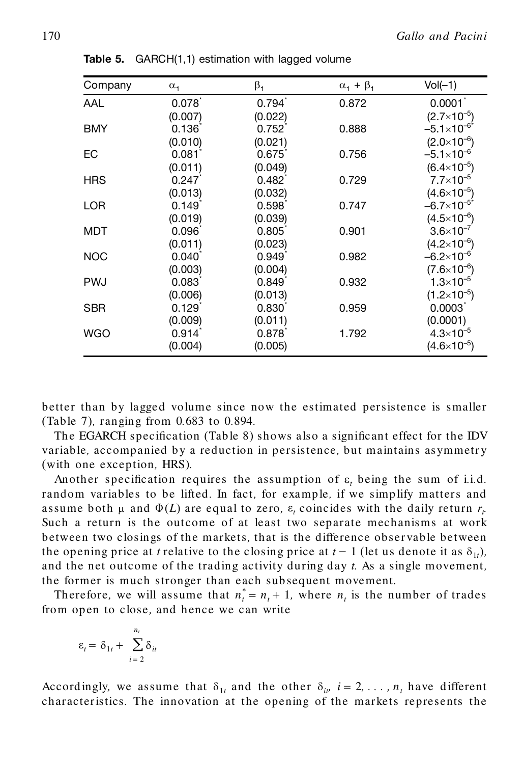**Table 5.** GARCH(1,1) estimation with lagged volume

| Company | $\alpha_1$ | $\beta_1$ | $\alpha_1 + \beta_1$ | Vol(–1) |
|---|---|---|---|---|
| AAL | 0.078* | 0.794* | 0.872 | 0.0001* |
| | (0.007) | (0.022) | | $(2.7\times10^{-5})$ |
| BMY | 0.136* | 0.752* | 0.888 | $-5.1\times10^{-6*}$ |
| | (0.010) | (0.021) | | $(2.0\times10^{-6})$ |
| EC | 0.081* | 0.675* | 0.756 | $-5.1\times10^{-6}$ |
| | (0.011) | (0.049) | | $(6.4\times10^{-5})$ |
| HRS | 0.247* | 0.482* | 0.729 | $7.7\times10^{-5}$ |
| | (0.013) | (0.032) | | $(4.6\times10^{-5})$ |
| LOR | 0.149* | 0.598* | 0.747 | $-6.7\times10^{-5*}$ |
| | (0.019) | (0.039) | | $(4.5\times10^{-6})$ |
| MDT | 0.096* | 0.805* | 0.901 | $3.6\times10^{-7}$ |
| | (0.011) | (0.023) | | $(4.2\times10^{-6})$ |
| NOC | 0.040* | 0.949* | 0.982 | $-6.2\times10^{-6}$ |
| | (0.003) | (0.004) | | $(7.6\times10^{-6})$ |
| PWJ | 0.083* | 0.849* | 0.932 | $1.3\times10^{-5}$ |
| | (0.006) | (0.013) | | $(1.2\times10^{-5})$ |
| SBR | 0.129* | 0.830* | 0.959 | 0.0003* |
| | (0.009) | (0.011) | | (0.0001) |
| WGO | 0.914* | 0.878* | 1.792 | $4.3\times10^{-5}$ |
| | (0.004) | (0.005) | | $(4.6\times10^{-5})$ |

better than by lagged volume since now the estimated persistence is smaller (Table 7), ranging from 0.683 to 0.894.

The EGARCH specification (Table 8) shows also a significant effect for the IDV variable, accompanied by a reduction in persistence, but maintains asymmetry (with one exception, HRS).

Another specification requires the assumption of $\varepsilon_t$ being the sum of i.i.d. random variables to be lifted. In fact, for example, if we simplify matters and assume both $\mu$ and $\Phi(L)$ are equal to zero, $\varepsilon_t$ coincides with the daily return $r_t$. Such a return is the outcome of at least two separate mechanisms at work between two closings of the markets, that is the difference observable between the opening price at $t$ relative to the closing price at $t-1$ (let us denote it as $\delta_{1t}$), and the net outcome of the trading activity during day $t$. As a single movement, the former is much stronger than each subsequent movement.

Therefore, we will assume that $n_t^* = n_t + 1$, where $n_t$ is the number of trades from open to close, and hence we can write

$$\varepsilon_t = \delta_{1t} + \sum_{i=2}^{n_t} \delta_{it}$$

Accordingly, we assume that $\delta_{1t}$ and the other $\delta_{it}$, $i = 2, \ldots, n_t$ have different characteristics. The innovation at the opening of the markets represents the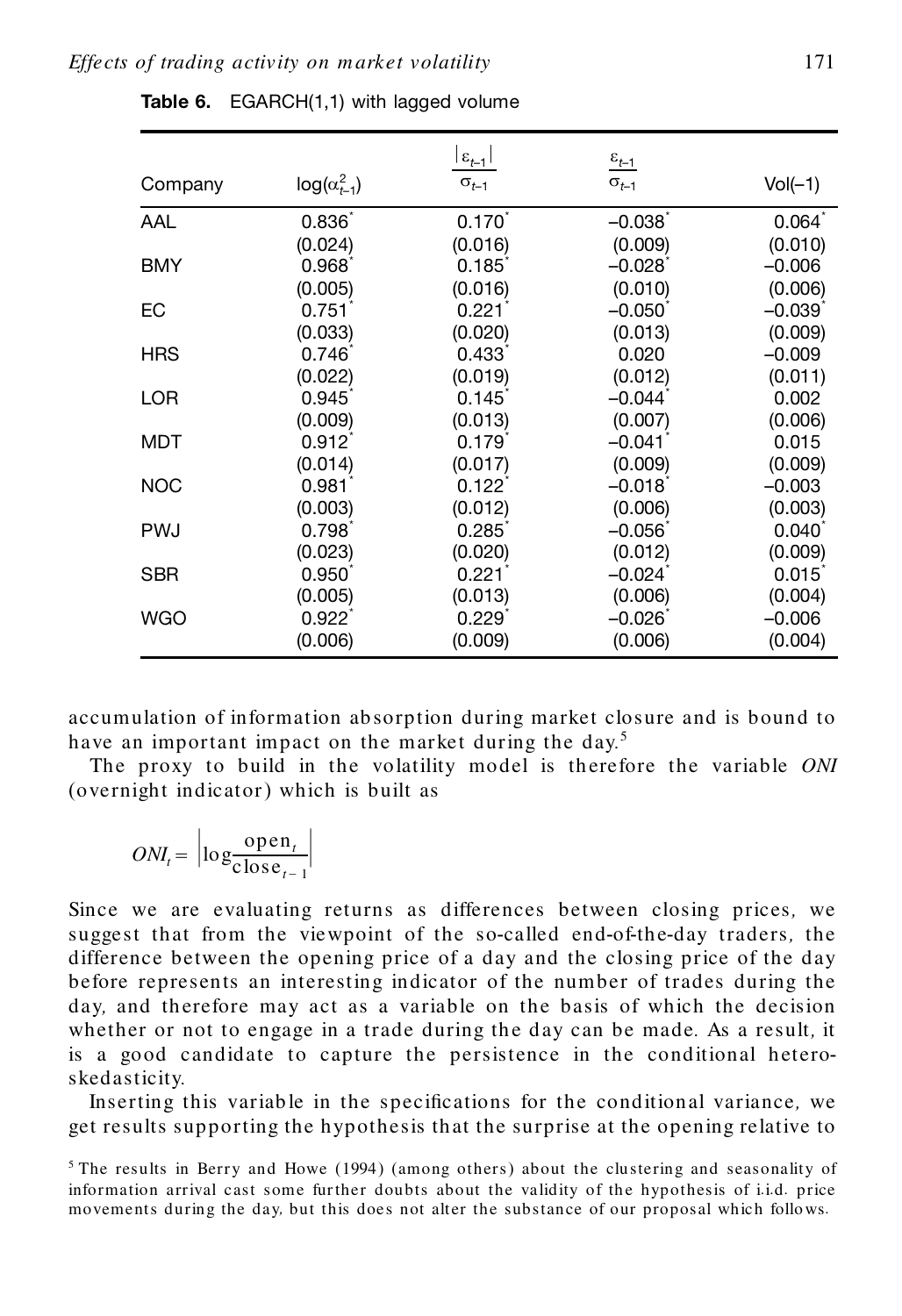**Table 6.** EGARCH(1,1) with lagged volume

| Company | $\log(\alpha^2_{t-1})$ | $\frac{\lvert\varepsilon_{t-1}\rvert}{\sigma_{t-1}}$ | $\frac{\varepsilon_{t-1}}{\sigma_{t-1}}$ | Vol(–1) |
|---|---|---|---|---|
| AAL | 0.836* | 0.170* | –0.038* | 0.064* |
| | (0.024) | (0.016) | (0.009) | (0.010) |
| BMY | 0.968* | 0.185* | –0.028* | –0.006 |
| | (0.005) | (0.016) | (0.010) | (0.006) |
| EC | 0.751* | 0.221* | –0.050* | –0.039* |
| | (0.033) | (0.020) | (0.013) | (0.009) |
| HRS | 0.746* | 0.433* | 0.020 | –0.009 |
| | (0.022) | (0.019) | (0.012) | (0.011) |
| LOR | 0.945* | 0.145* | –0.044* | 0.002 |
| | (0.009) | (0.013) | (0.007) | (0.006) |
| MDT | 0.912* | 0.179* | –0.041* | 0.015 |
| | (0.014) | (0.017) | (0.009) | (0.009) |
| NOC | 0.981* | 0.122* | –0.018* | –0.003 |
| | (0.003) | (0.012) | (0.006) | (0.003) |
| PWJ | 0.798* | 0.285* | –0.056* | 0.040* |
| | (0.023) | (0.020) | (0.012) | (0.009) |
| SBR | 0.950* | 0.221* | –0.024* | 0.015* |
| | (0.005) | (0.013) | (0.006) | (0.004) |
| WGO | 0.922* | 0.229* | –0.026* | –0.006 |
| | (0.006) | (0.009) | (0.006) | (0.004) |

accumulation of information absorption during market closure and is bound to have an important impact on the market during the day.[5]

The proxy to build in the volatility model is therefore the variable *ONI* (overnight indicator) which is built as

$$ONI_t = \left|\log\frac{\text{open}_t}{\text{close}_{t-1}}\right|$$

Since we are evaluating returns as differences between closing prices, we suggest that from the viewpoint of the so-called end-of-the-day traders, the difference between the opening price of a day and the closing price of the day before represents an interesting indicator of the number of trades during the day, and therefore may act as a variable on the basis of which the decision whether or not to engage in a trade during the day can be made. As a result, it is a good candidate to capture the persistence in the conditional heteroskedasticity.

Inserting this variable in the specifications for the conditional variance, we get results supporting the hypothesis that the surprise at the opening relative to

[5] The results in Berry and Howe (1994) (among others) about the clustering and seasonality of information arrival cast some further doubts about the validity of the hypothesis of i.i.d. price movements during the day, but this does not alter the substance of our proposal which follows.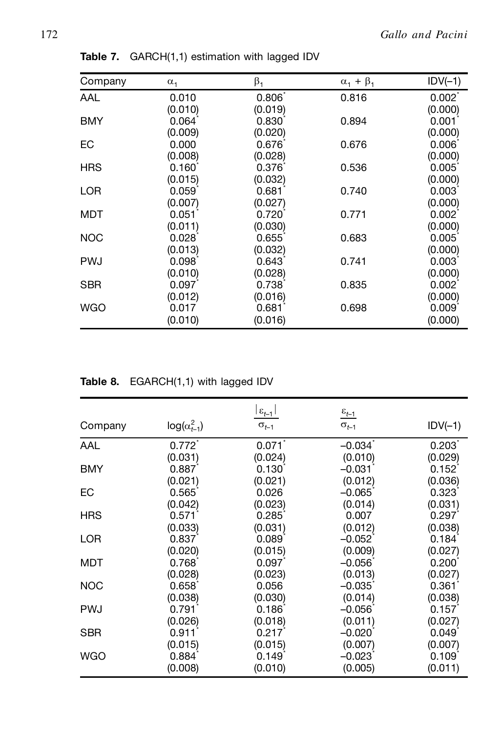**Table 7.** GARCH(1,1) estimation with lagged IDV

| Company | $\alpha_1$ | $\beta_1$ | $\alpha_1 + \beta_1$ | IDV(–1) |
|---|---|---|---|---|
| AAL | 0.010 | 0.806* | 0.816 | 0.002* |
| | (0.010) | (0.019) | | (0.000) |
| BMY | 0.064* | 0.830* | 0.894 | 0.001* |
| | (0.009) | (0.020) | | (0.000) |
| EC | 0.000 | 0.676* | 0.676 | 0.006* |
| | (0.008) | (0.028) | | (0.000) |
| HRS | 0.160* | 0.376* | 0.536 | 0.005* |
| | (0.015) | (0.032) | | (0.000) |
| LOR | 0.059* | 0.681* | 0.740 | 0.003* |
| | (0.007) | (0.027) | | (0.000) |
| MDT | 0.051* | 0.720* | 0.771 | 0.002* |
| | (0.011) | (0.030) | | (0.000) |
| NOC | 0.028* | 0.655* | 0.683 | 0.005* |
| | (0.013) | (0.032) | | (0.000) |
| PWJ | 0.098* | 0.643* | 0.741 | 0.003* |
| | (0.010) | (0.028) | | (0.000) |
| SBR | 0.097* | 0.738* | 0.835 | 0.002* |
| | (0.012) | (0.016) | | (0.000) |
| WGO | 0.017 | 0.681* | 0.698 | 0.009* |
| | (0.010) | (0.016) | | (0.000) |

**Table 8.** EGARCH(1,1) with lagged IDV

| Company | $\log(\alpha_{t-1}^2)$ | $\frac{\lvert\varepsilon_{t-1}\rvert}{\sigma_{t-1}}$ | $\frac{\varepsilon_{t-1}}{\sigma_{t-1}}$ | IDV(–1) |
|---|---|---|---|---|
| AAL | 0.772* | 0.071* | –0.034* | 0.203* |
| | (0.031) | (0.024) | (0.010) | (0.029) |
| BMY | 0.887* | 0.130* | –0.031* | 0.152* |
| | (0.021) | (0.021) | (0.012) | (0.036) |
| EC | 0.565* | 0.026 | –0.065* | 0.323* |
| | (0.042) | (0.023) | (0.014) | (0.031) |
| HRS | 0.571* | 0.285* | 0.007 | 0.297* |
| | (0.033) | (0.031) | (0.012) | (0.038) |
| LOR | 0.837* | 0.089* | –0.052* | 0.184* |
| | (0.020) | (0.015) | (0.009) | (0.027) |
| MDT | 0.768* | 0.097* | –0.056* | 0.200* |
| | (0.028) | (0.023) | (0.013) | (0.027) |
| NOC | 0.658* | 0.056 | –0.035* | 0.361* |
| | (0.038) | (0.030) | (0.014) | (0.038) |
| PWJ | 0.791* | 0.186* | –0.056* | 0.157* |
| | (0.026) | (0.018) | (0.011) | (0.027) |
| SBR | 0.911* | 0.217* | –0.020* | 0.049* |
| | (0.015) | (0.015) | (0.007) | (0.007) |
| WGO | 0.884* | 0.149* | –0.023* | 0.109* |
| | (0.008) | (0.010) | (0.005) | (0.011) |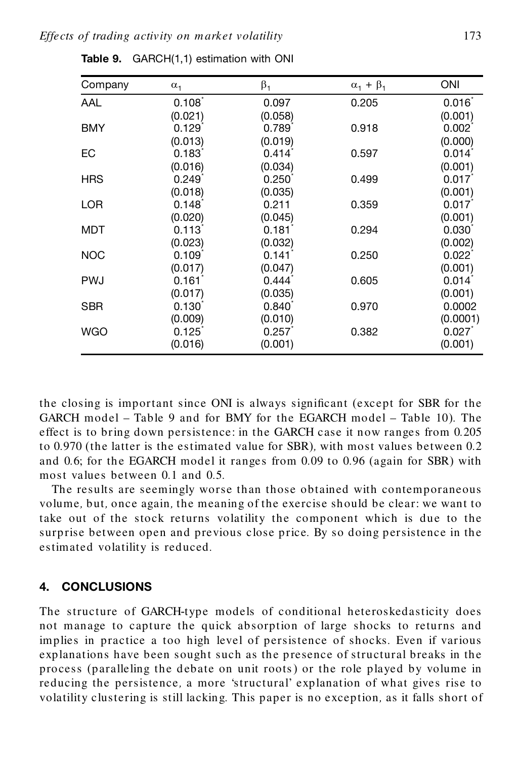**Table 9.** GARCH(1,1) estimation with ONI

| Company | $\alpha_1$ | $\beta_1$ | $\alpha_1 + \beta_1$ | ONI |
|---|---|---|---|---|
| AAL | 0.108* | 0.097 | 0.205 | 0.016* |
| | (0.021) | (0.058) | | (0.001) |
| BMY | 0.129* | 0.789* | 0.918 | 0.002* |
| | (0.013) | (0.019) | | (0.000) |
| EC | 0.183* | 0.414* | 0.597 | 0.014* |
| | (0.016) | (0.034) | | (0.001) |
| HRS | 0.249* | 0.250* | 0.499 | 0.017* |
| | (0.018) | (0.035) | | (0.001) |
| LOR | 0.148* | 0.211 | 0.359 | 0.017* |
| | (0.020) | (0.045) | | (0.001) |
| MDT | 0.113* | 0.181* | 0.294 | 0.030* |
| | (0.023) | (0.032) | | (0.002) |
| NOC | 0.109* | 0.141* | 0.250 | 0.022* |
| | (0.017) | (0.047) | | (0.001) |
| PWJ | 0.161* | 0.444* | 0.605 | 0.014* |
| | (0.017) | (0.035) | | (0.001) |
| SBR | 0.130* | 0.840* | 0.970 | 0.0002 |
| | (0.009) | (0.010) | | (0.0001) |
| WGO | 0.125* | 0.257* | 0.382 | 0.027* |
| | (0.016) | (0.001) | | (0.001) |

the closing is important since ONI is always significant (except for SBR for the GARCH model – Table 9 and for BMY for the EGARCH model – Table 10). The effect is to bring down persistence: in the GARCH case it now ranges from 0.205 to 0.970 (the latter is the estimated value for SBR), with most values between 0.2 and 0.6; for the EGARCH model it ranges from 0.09 to 0.96 (again for SBR) with most values between 0.1 and 0.5.

The results are seemingly worse than those obtained with contemporaneous volume, but, once again, the meaning of the exercise should be clear: we want to take out of the stock returns volatility the component which is due to the surprise between open and previous close price. By so doing persistence in the estimated volatility is reduced.

## 4. CONCLUSIONS

The structure of GARCH-type models of conditional heteroskedasticity does not manage to capture the quick absorption of large shocks to returns and implies in practice a too high level of persistence of shocks. Even if various explanations have been sought such as the presence of structural breaks in the process (paralleling the debate on unit roots) or the role played by volume in reducing the persistence, a more 'structural' explanation of what gives rise to volatility clustering is still lacking. This paper is no exception, as it falls short of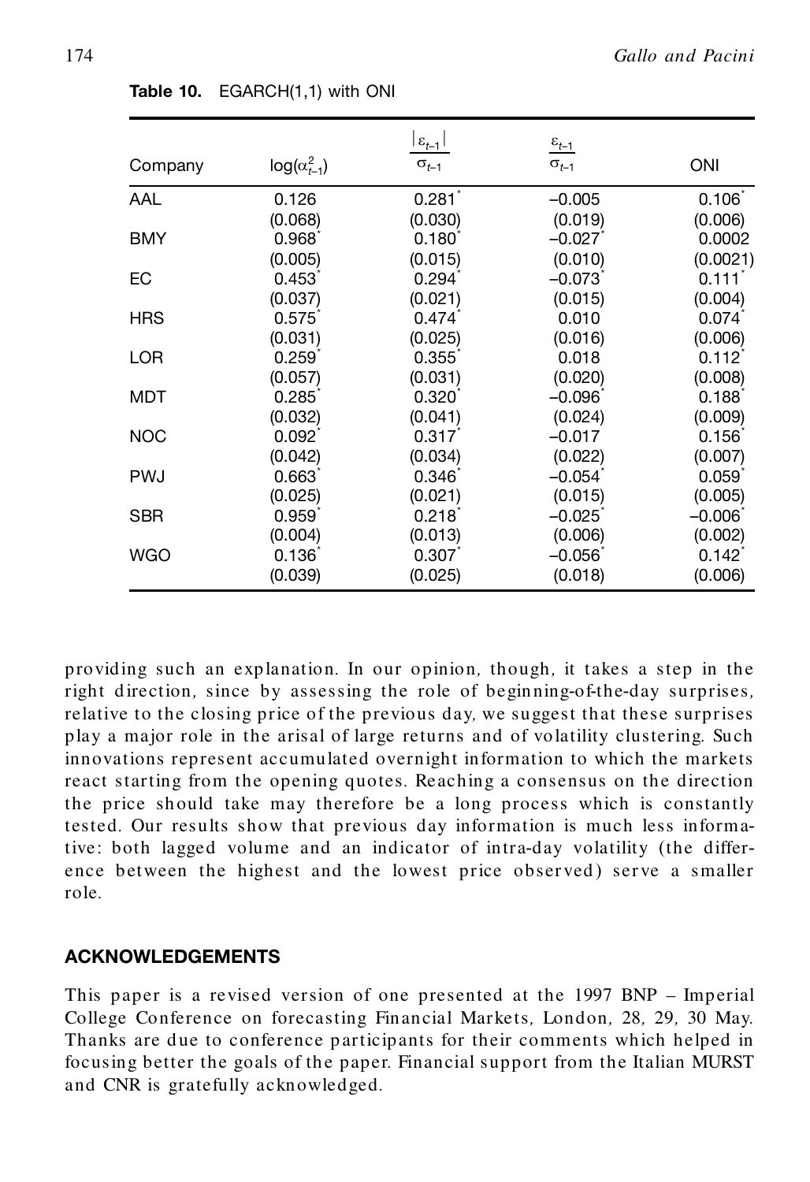**Table 10.** EGARCH(1,1) with ONI

| Company | $\log(\alpha_{t-1}^2)$ | $\frac{\lvert\varepsilon_{t-1}\rvert}{\sigma_{t-1}}$ | $\frac{\varepsilon_{t-1}}{\sigma_{t-1}}$ | ONI |
|---|---|---|---|---|
| AAL | 0.126 | 0.281* | −0.005 | 0.106* |
| | (0.068) | (0.030) | (0.019) | (0.006) |
| BMY | 0.968* | 0.180* | −0.027* | 0.0002 |
| | (0.005) | (0.015) | (0.010) | (0.0021) |
| EC | 0.453* | 0.294* | −0.073* | 0.111* |
| | (0.037) | (0.021) | (0.015) | (0.004) |
| HRS | 0.575* | 0.474* | 0.010 | 0.074* |
| | (0.031) | (0.025) | (0.016) | (0.006) |
| LOR | 0.259* | 0.355* | 0.018 | 0.112* |
| | (0.057) | (0.031) | (0.020) | (0.008) |
| MDT | 0.285* | 0.320* | −0.096* | 0.188* |
| | (0.032) | (0.041) | (0.024) | (0.009) |
| NOC | 0.092* | 0.317* | −0.017 | 0.156* |
| | (0.042) | (0.034) | (0.022) | (0.007) |
| PWJ | 0.663* | 0.346* | −0.054* | 0.059* |
| | (0.025) | (0.021) | (0.015) | (0.005) |
| SBR | 0.959* | 0.218* | −0.025* | −0.006* |
| | (0.004) | (0.013) | (0.006) | (0.002) |
| WGO | 0.136* | 0.307* | −0.056* | 0.142* |
| | (0.039) | (0.025) | (0.018) | (0.006) |

providing such an explanation. In our opinion, though, it takes a step in the right direction, since by assessing the role of beginning-of-the-day surprises, relative to the closing price of the previous day, we suggest that these surprises play a major role in the arisal of large returns and of volatility clustering. Such innovations represent accumulated overnight information to which the markets react starting from the opening quotes. Reaching a consensus on the direction the price should take may therefore be a long process which is constantly tested. Our results show that previous day information is much less informative: both lagged volume and an indicator of intra-day volatility (the difference between the highest and the lowest price observed) serve a smaller role.

## ACKNOWLEDGEMENTS

This paper is a revised version of one presented at the 1997 BNP – Imperial College Conference on forecasting Financial Markets, London, 28, 29, 30 May. Thanks are due to conference participants for their comments which helped in focusing better the goals of the paper. Financial support from the Italian MURST and CNR is gratefully acknowledged.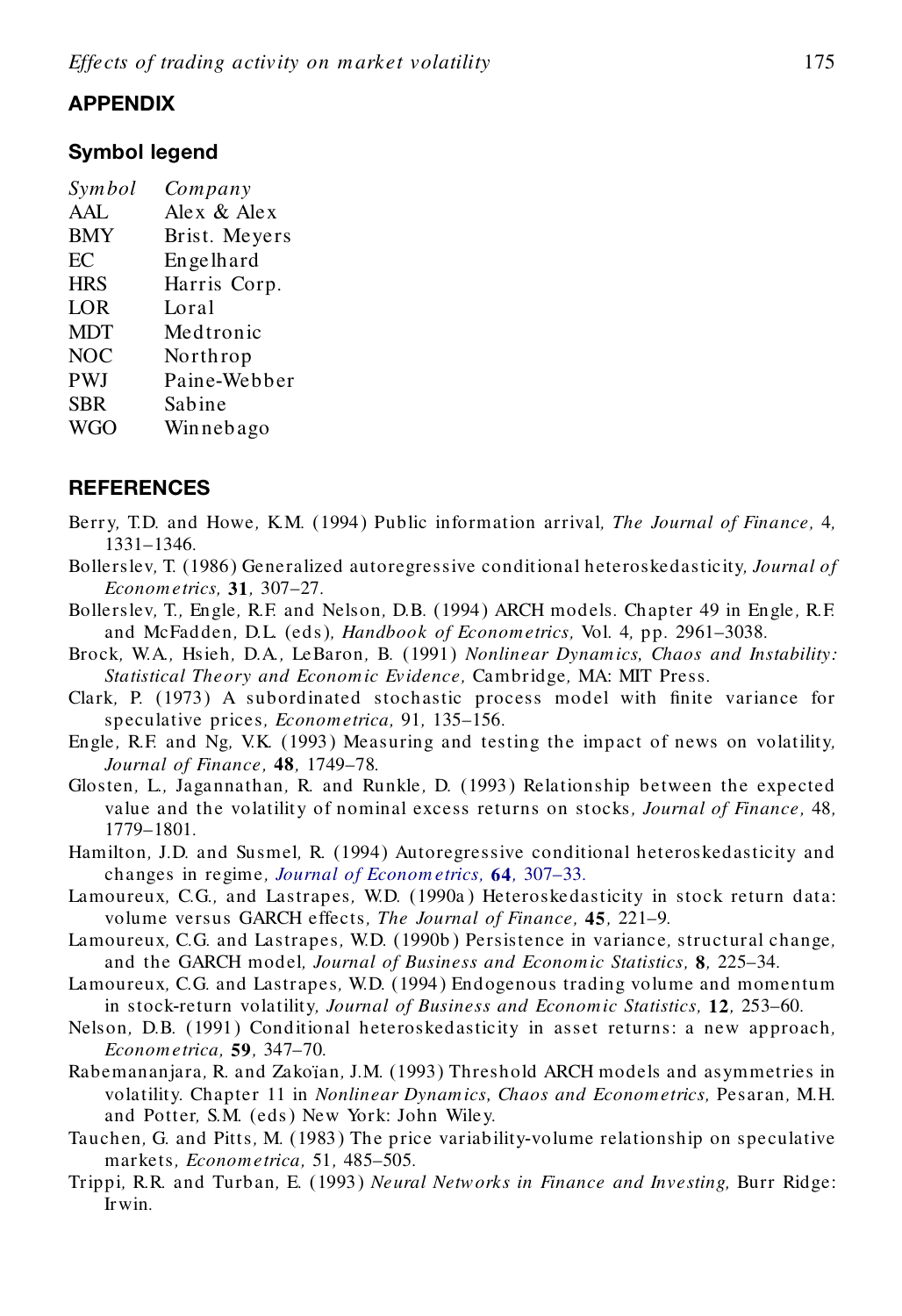## APPENDIX

### Symbol legend

| Symbol | Company |
|---|---|
| AAL | Alex & Alex |
| BMY | Brist. Meyers |
| EC | Engelhard |
| HRS | Harris Corp. |
| LOR | Loral |
| MDT | Medtronic |
| NOC | Northrop |
| PWJ | Paine-Webber |
| SBR | Sabine |
| WGO | Winnebago |

## REFERENCES

Berry, T.D. and Howe, K.M. (1994) Public information arrival, *The Journal of Finance*, 4, 1331–1346.

Bollerslev, T. (1986) Generalized autoregressive conditional heteroskedasticity, *Journal of Econometrics*, **31**, 307–27.

Bollerslev, T., Engle, R.F. and Nelson, D.B. (1994) ARCH models. Chapter 49 in Engle, R.F. and McFadden, D.L. (eds), *Handbook of Econometrics*, Vol. 4, pp. 2961–3038.

Brock, W.A., Hsieh, D.A., LeBaron, B. (1991) *Nonlinear Dynamics, Chaos and Instability: Statistical Theory and Economic Evidence*, Cambridge, MA: MIT Press.

Clark, P. (1973) A subordinated stochastic process model with finite variance for speculative prices, *Econometrica*, 91, 135–156.

Engle, R.F. and Ng, V.K. (1993) Measuring and testing the impact of news on volatility, *Journal of Finance*, **48**, 1749–78.

Glosten, L., Jagannathan, R. and Runkle, D. (1993) Relationship between the expected value and the volatility of nominal excess returns on stocks, *Journal of Finance*, 48, 1779–1801.

Hamilton, J.D. and Susmel, R. (1994) Autoregressive conditional heteroskedasticity and changes in regime, *Journal of Econometrics*, **64**, 307–33.

Lamoureux, C.G., and Lastrapes, W.D. (1990a) Heteroskedasticity in stock return data: volume versus GARCH effects, *The Journal of Finance*, **45**, 221–9.

Lamoureux, C.G. and Lastrapes, W.D. (1990b) Persistence in variance, structural change, and the GARCH model, *Journal of Business and Economic Statistics*, **8**, 225–34.

Lamoureux, C.G. and Lastrapes, W.D. (1994) Endogenous trading volume and momentum in stock-return volatility, *Journal of Business and Economic Statistics*, **12**, 253–60.

Nelson, D.B. (1991) Conditional heteroskedasticity in asset returns: a new approach, *Econometrica*, **59**, 347–70.

Rabemananjara, R. and Zakoïan, J.M. (1993) Threshold ARCH models and asymmetries in volatility. Chapter 11 in *Nonlinear Dynamics, Chaos and Econometrics*, Pesaran, M.H. and Potter, S.M. (eds) New York: John Wiley.

Tauchen, G. and Pitts, M. (1983) The price variability-volume relationship on speculative markets, *Econometrica*, 51, 485–505.

Trippi, R.R. and Turban, E. (1993) *Neural Networks in Finance and Investing*, Burr Ridge: Irwin.